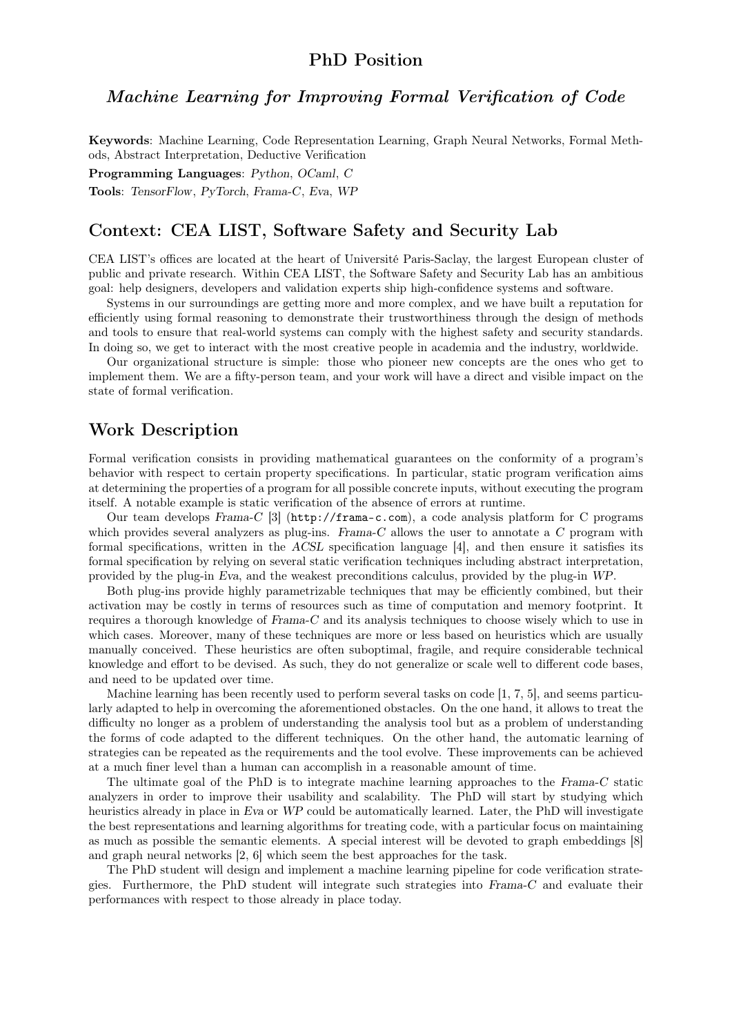# PhD Position

## *Machine Learning for Improving Formal Verification of Code*

**Keywords**: Machine Learning, Code Representation Learning, Graph Neural Networks, Formal Methods, Abstract Interpretation, Deductive Verification

**Programming Languages**: *Python*, *OCaml*, *C*

**Tools**: *TensorFlow*, *PyTorch*, *Frama-C*, *Eva*, *WP*

## Context: CEA LIST, Software Safety and Security Lab

CEA LIST's offices are located at the heart of Université Paris-Saclay, the largest European cluster of public and private research. Within CEA LIST, the Software Safety and Security Lab has an ambitious goal: help designers, developers and validation experts ship high-confidence systems and software.

Systems in our surroundings are getting more and more complex, and we have built a reputation for efficiently using formal reasoning to demonstrate their trustworthiness through the design of methods and tools to ensure that real-world systems can comply with the highest safety and security standards. In doing so, we get to interact with the most creative people in academia and the industry, worldwide.

Our organizational structure is simple: those who pioneer new concepts are the ones who get to implement them. We are a fifty-person team, and your work will have a direct and visible impact on the state of formal verification.

## Work Description

Formal verification consists in providing mathematical guarantees on the conformity of a program's behavior with respect to certain property specifications. In particular, static program verification aims at determining the properties of a program for all possible concrete inputs, without executing the program itself. A notable example is static verification of the absence of errors at runtime.

Our team develops *Frama-C* [3] (`http://frama-c.com`), a code analysis platform for C programs which provides several analyzers as plug-ins. *Frama-C* allows the user to annotate a *C* program with formal specifications, written in the *ACSL* specification language [4], and then ensure it satisfies its formal specification by relying on several static verification techniques including abstract interpretation, provided by the plug-in *Eva*, and the weakest preconditions calculus, provided by the plug-in *WP*.

Both plug-ins provide highly parametrizable techniques that may be efficiently combined, but their activation may be costly in terms of resources such as time of computation and memory footprint. It requires a thorough knowledge of *Frama-C* and its analysis techniques to choose wisely which to use in which cases. Moreover, many of these techniques are more or less based on heuristics which are usually manually conceived. These heuristics are often suboptimal, fragile, and require considerable technical knowledge and effort to be devised. As such, they do not generalize or scale well to different code bases, and need to be updated over time.

Machine learning has been recently used to perform several tasks on code [1, 7, 5], and seems particularly adapted to help in overcoming the aforementioned obstacles. On the one hand, it allows to treat the difficulty no longer as a problem of understanding the analysis tool but as a problem of understanding the forms of code adapted to the different techniques. On the other hand, the automatic learning of strategies can be repeated as the requirements and the tool evolve. These improvements can be achieved at a much finer level than a human can accomplish in a reasonable amount of time.

The ultimate goal of the PhD is to integrate machine learning approaches to the *Frama-C* static analyzers in order to improve their usability and scalability. The PhD will start by studying which heuristics already in place in *Eva* or *WP* could be automatically learned. Later, the PhD will investigate the best representations and learning algorithms for treating code, with a particular focus on maintaining as much as possible the semantic elements. A special interest will be devoted to graph embeddings [8] and graph neural networks [2, 6] which seem the best approaches for the task.

The PhD student will design and implement a machine learning pipeline for code verification strategies. Furthermore, the PhD student will integrate such strategies into *Frama-C* and evaluate their performances with respect to those already in place today.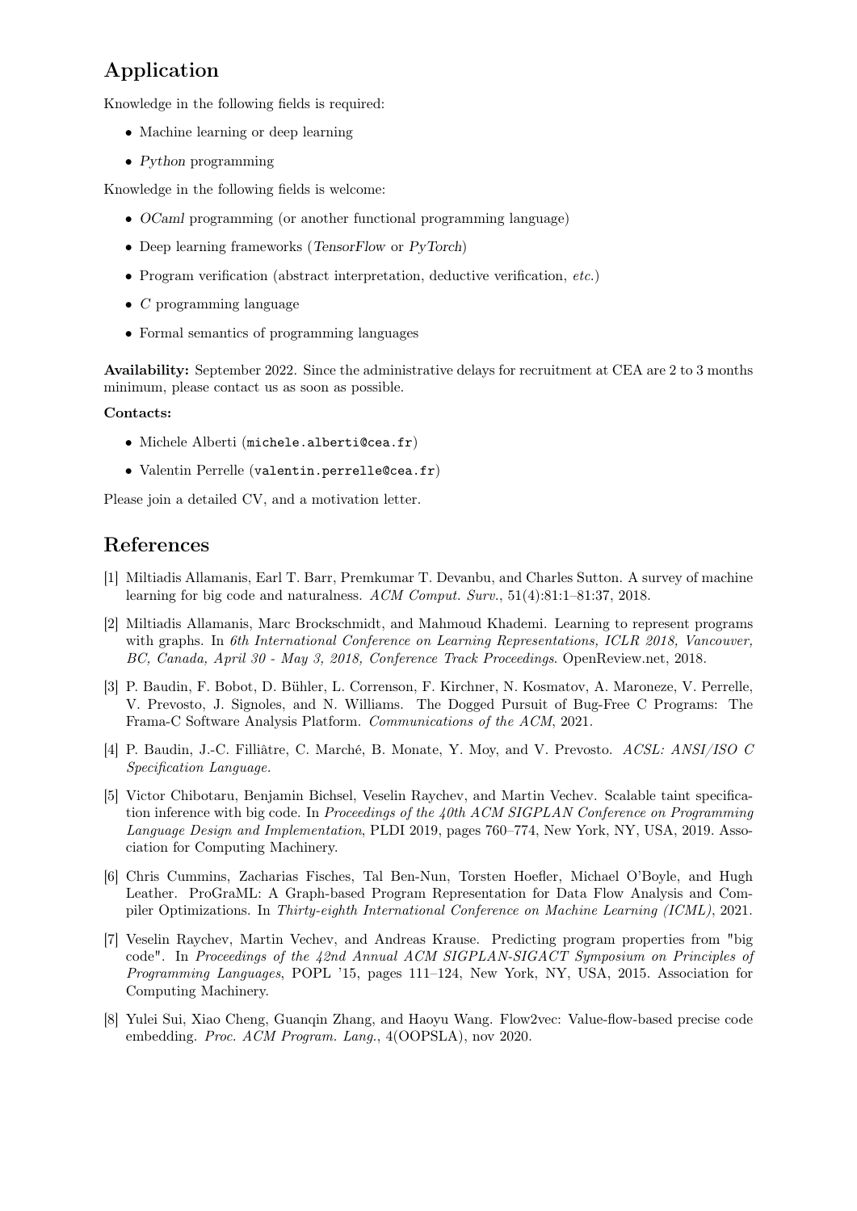## Application

Knowledge in the following fields is required:

- Machine learning or deep learning
- *Python* programming

Knowledge in the following fields is welcome:

- *OCaml* programming (or another functional programming language)
- Deep learning frameworks (*TensorFlow* or *PyTorch*)
- Program verification (abstract interpretation, deductive verification, *etc.*)
- *C* programming language
- Formal semantics of programming languages

**Availability:** September 2022. Since the administrative delays for recruitment at CEA are 2 to 3 months minimum, please contact us as soon as possible.

**Contacts:**

- Michele Alberti (`michele.alberti@cea.fr`)
- Valentin Perrelle (`valentin.perrelle@cea.fr`)

Please join a detailed CV, and a motivation letter.

## References

[1] Miltiadis Allamanis, Earl T. Barr, Premkumar T. Devanbu, and Charles Sutton. A survey of machine learning for big code and naturalness. *ACM Comput. Surv.*, 51(4):81:1–81:37, 2018.

[2] Miltiadis Allamanis, Marc Brockschmidt, and Mahmoud Khademi. Learning to represent programs with graphs. In *6th International Conference on Learning Representations, ICLR 2018, Vancouver, BC, Canada, April 30 - May 3, 2018, Conference Track Proceedings*. OpenReview.net, 2018.

[3] P. Baudin, F. Bobot, D. Bühler, L. Correnson, F. Kirchner, N. Kosmatov, A. Maroneze, V. Perrelle, V. Prevosto, J. Signoles, and N. Williams. The Dogged Pursuit of Bug-Free C Programs: The Frama-C Software Analysis Platform. *Communications of the ACM*, 2021.

[4] P. Baudin, J.-C. Filliâtre, C. Marché, B. Monate, Y. Moy, and V. Prevosto. *ACSL: ANSI/ISO C Specification Language.*

[5] Victor Chibotaru, Benjamin Bichsel, Veselin Raychev, and Martin Vechev. Scalable taint specification inference with big code. In *Proceedings of the 40th ACM SIGPLAN Conference on Programming Language Design and Implementation*, PLDI 2019, pages 760–774, New York, NY, USA, 2019. Association for Computing Machinery.

[6] Chris Cummins, Zacharias Fisches, Tal Ben-Nun, Torsten Hoefler, Michael O'Boyle, and Hugh Leather. ProGraML: A Graph-based Program Representation for Data Flow Analysis and Compiler Optimizations. In *Thirty-eighth International Conference on Machine Learning (ICML)*, 2021.

[7] Veselin Raychev, Martin Vechev, and Andreas Krause. Predicting program properties from "big code". In *Proceedings of the 42nd Annual ACM SIGPLAN-SIGACT Symposium on Principles of Programming Languages*, POPL '15, pages 111–124, New York, NY, USA, 2015. Association for Computing Machinery.

[8] Yulei Sui, Xiao Cheng, Guanqin Zhang, and Haoyu Wang. Flow2vec: Value-flow-based precise code embedding. *Proc. ACM Program. Lang.*, 4(OOPSLA), nov 2020.